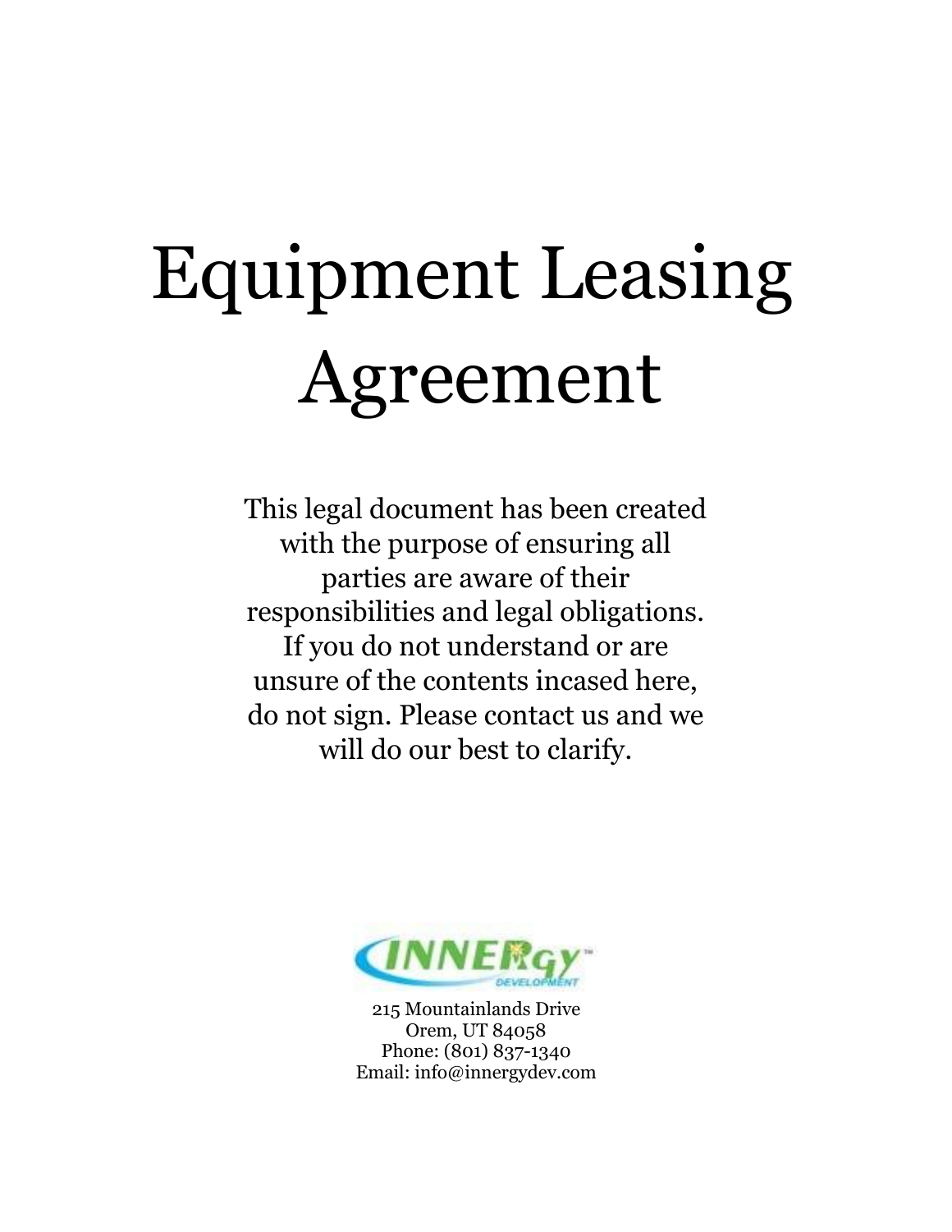# Equipment Leasing Agreement

This legal document has been created with the purpose of ensuring all parties are aware of their responsibilities and legal obligations. If you do not understand or are unsure of the contents incased here, do not sign. Please contact us and we will do our best to clarify.

INNERgy DEVELOPMENT

215 Mountainlands Drive
Orem, UT 84058
Phone: (801) 837-1340
Email: info@innergydev.com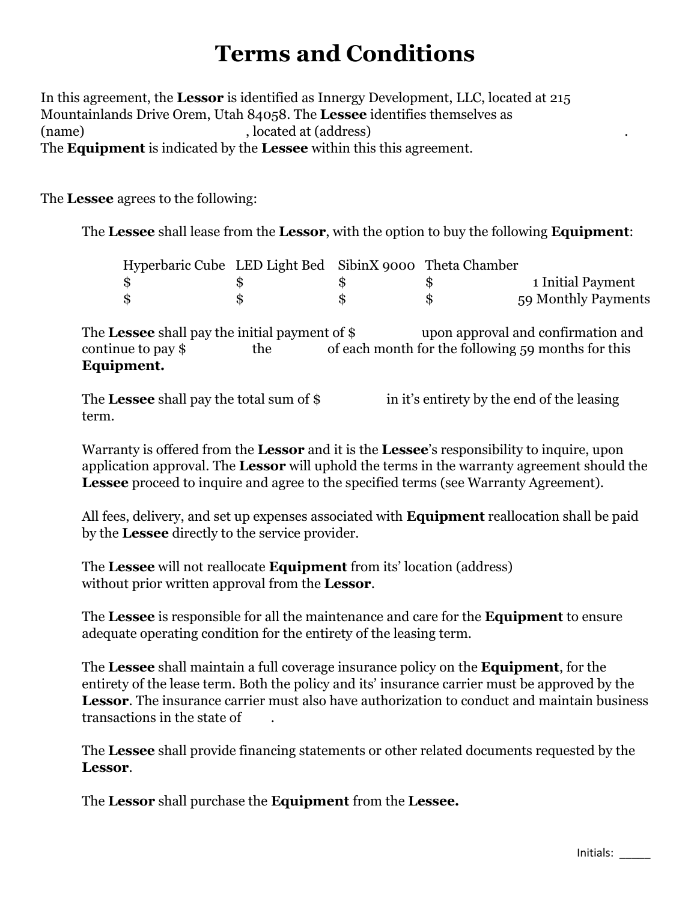# Terms and Conditions

In this agreement, the **Lessor** is identified as Innergy Development, LLC, located at 215 Mountainlands Drive Orem, Utah 84058. The **Lessee** identifies themselves as (name) , located at (address) . The **Equipment** is indicated by the **Lessee** within this this agreement.

The **Lessee** agrees to the following:

The **Lessee** shall lease from the **Lessor**, with the option to buy the following **Equipment**:

| Hyperbaric Cube | LED Light Bed | SibinX 9000 | Theta Chamber | |
|---|---|---|---|---|
| $ | $ | $ | $ | 1 Initial Payment |
| $ | $ | $ | $ | 59 Monthly Payments |

The **Lessee** shall pay the initial payment of $ upon approval and confirmation and continue to pay $ the of each month for the following 59 months for this **Equipment.**

The **Lessee** shall pay the total sum of $ in it's entirety by the end of the leasing term.

Warranty is offered from the **Lessor** and it is the **Lessee**'s responsibility to inquire, upon application approval. The **Lessor** will uphold the terms in the warranty agreement should the **Lessee** proceed to inquire and agree to the specified terms (see Warranty Agreement).

All fees, delivery, and set up expenses associated with **Equipment** reallocation shall be paid by the **Lessee** directly to the service provider.

The **Lessee** will not reallocate **Equipment** from its' location (address) without prior written approval from the **Lessor**.

The **Lessee** is responsible for all the maintenance and care for the **Equipment** to ensure adequate operating condition for the entirety of the leasing term.

The **Lessee** shall maintain a full coverage insurance policy on the **Equipment**, for the entirety of the lease term. Both the policy and its' insurance carrier must be approved by the **Lessor**. The insurance carrier must also have authorization to conduct and maintain business transactions in the state of .

The **Lessee** shall provide financing statements or other related documents requested by the **Lessor**.

The **Lessor** shall purchase the **Equipment** from the **Lessee.**

Initials: _____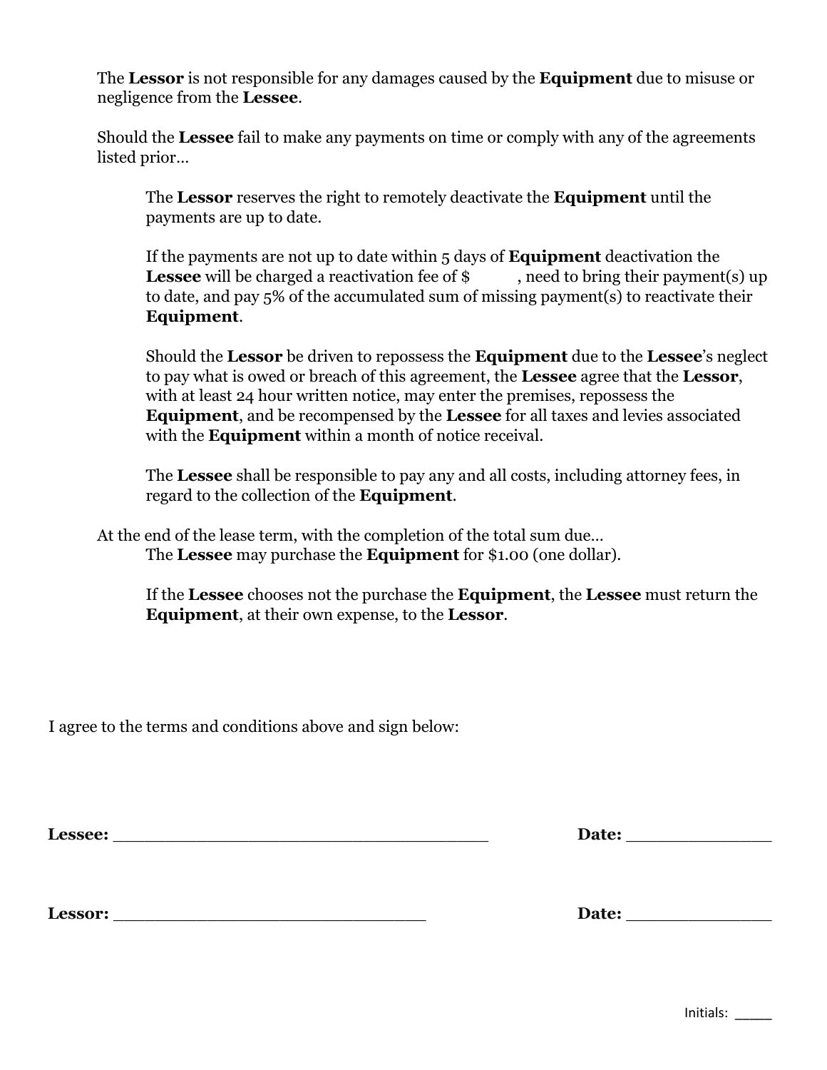The **Lessor** is not responsible for any damages caused by the **Equipment** due to misuse or negligence from the **Lessee**.

Should the **Lessee** fail to make any payments on time or comply with any of the agreements listed prior…

The **Lessor** reserves the right to remotely deactivate the **Equipment** until the payments are up to date.

If the payments are not up to date within 5 days of **Equipment** deactivation the **Lessee** will be charged a reactivation fee of $            , need to bring their payment(s) up to date, and pay 5% of the accumulated sum of missing payment(s) to reactivate their **Equipment**.

Should the **Lessor** be driven to repossess the **Equipment** due to the **Lessee**'s neglect to pay what is owed or breach of this agreement, the **Lessee** agree that the **Lessor**, with at least 24 hour written notice, may enter the premises, repossess the **Equipment**, and be recompensed by the **Lessee** for all taxes and levies associated with the **Equipment** within a month of notice receival.

The **Lessee** shall be responsible to pay any and all costs, including attorney fees, in regard to the collection of the **Equipment**.

At the end of the lease term, with the completion of the total sum due…

The **Lessee** may purchase the **Equipment** for $1.00 (one dollar).

If the **Lessee** chooses not the purchase the **Equipment**, the **Lessee** must return the **Equipment**, at their own expense, to the **Lessor**.

I agree to the terms and conditions above and sign below:

**Lessee:** ______________________________________ **Date:** _______________

**Lessor:** ________________________________ **Date:** _______________

Initials: _____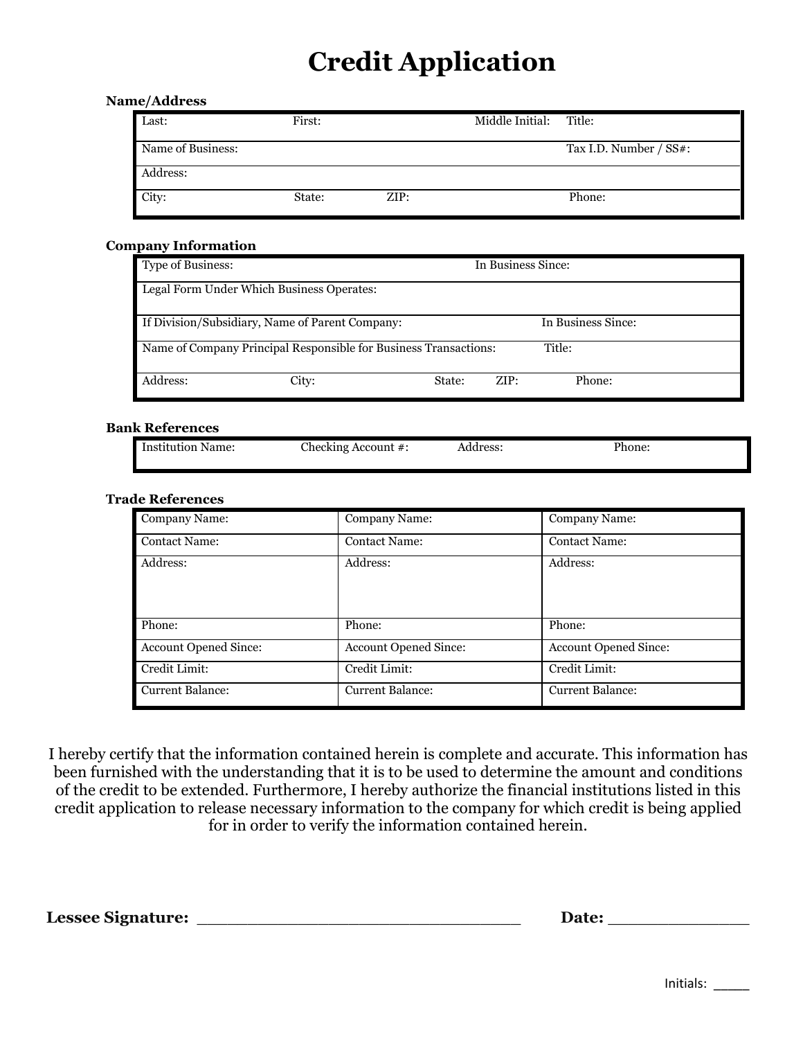# Credit Application

**Name/Address**

| Last: | First: | Middle Initial: | Title: |
|---|---|---|---|
| Name of Business: | | | Tax I.D. Number / SS#: |
| Address: | | | |
| City: | State: | ZIP: | Phone: |

**Company Information**

| Type of Business: | | In Business Since: |
|---|---|---|
| Legal Form Under Which Business Operates: | | |
| If Division/Subsidiary, Name of Parent Company: | | In Business Since: |
| Name of Company Principal Responsible for Business Transactions: | | Title: |

| Address: | City: | State: | ZIP: | Phone: |
|---|---|---|---|---|

**Bank References**

| Institution Name: | Checking Account #: | Address: | Phone: |
|---|---|---|---|

**Trade References**

| Company Name: | Company Name: | Company Name: |
|---|---|---|
| Contact Name: | Contact Name: | Contact Name: |
| Address: | Address: | Address: |
| Phone: | Phone: | Phone: |
| Account Opened Since: | Account Opened Since: | Account Opened Since: |
| Credit Limit: | Credit Limit: | Credit Limit: |
| Current Balance: | Current Balance: | Current Balance: |

I hereby certify that the information contained herein is complete and accurate. This information has been furnished with the understanding that it is to be used to determine the amount and conditions of the credit to be extended. Furthermore, I hereby authorize the financial institutions listed in this credit application to release necessary information to the company for which credit is being applied for in order to verify the information contained herein.

**Lessee Signature:** ______________________________ **Date:** _______________

Initials: _____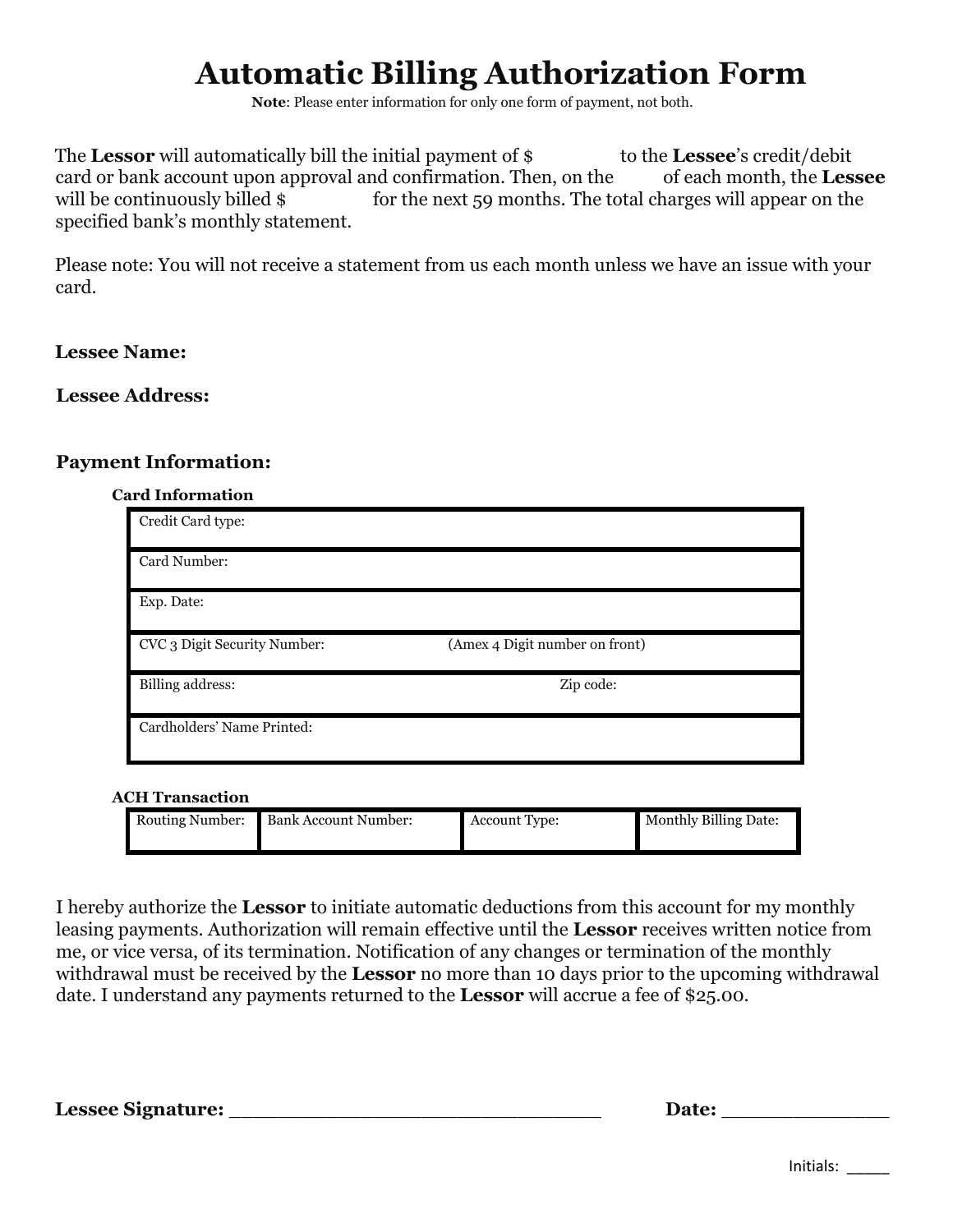# Automatic Billing Authorization Form

**Note**: Please enter information for only one form of payment, not both.

The **Lessor** will automatically bill the initial payment of $ to the **Lessee**'s credit/debit card or bank account upon approval and confirmation. Then, on the of each month, the **Lessee** will be continuously billed $ for the next 59 months. The total charges will appear on the specified bank's monthly statement.

Please note: You will not receive a statement from us each month unless we have an issue with your card.

**Lessee Name:**

**Lessee Address:**

**Payment Information:**

**Card Information**

| | |
|---|---|
| Credit Card type: | |
| Card Number: | |
| Exp. Date: | |
| CVC 3 Digit Security Number: | (Amex 4 Digit number on front) |
| Billing address: | Zip code: |
| Cardholders' Name Printed: | |

**ACH Transaction**

| Routing Number: | Bank Account Number: | Account Type: | Monthly Billing Date: |
|---|---|---|---|
| | | | |

I hereby authorize the **Lessor** to initiate automatic deductions from this account for my monthly leasing payments. Authorization will remain effective until the **Lessor** receives written notice from me, or vice versa, of its termination. Notification of any changes or termination of the monthly withdrawal must be received by the **Lessor** no more than 10 days prior to the upcoming withdrawal date. I understand any payments returned to the **Lessor** will accrue a fee of $25.00.

**Lessee Signature:** ________________________________ **Date:** _______________

Initials: _____